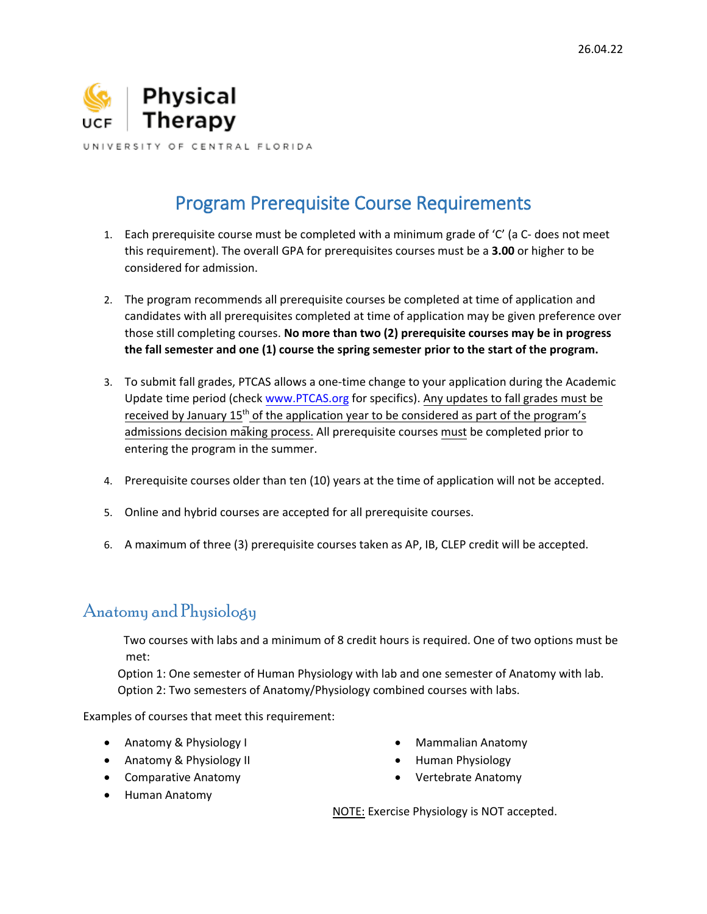26.04.22

Physical Therapy

UCF

UNIVERSITY OF CENTRAL FLORIDA

# Program Prerequisite Course Requirements

1. Each prerequisite course must be completed with a minimum grade of 'C' (a C- does not meet this requirement). The overall GPA for prerequisites courses must be a **3.00** or higher to be considered for admission.

2. The program recommends all prerequisite courses be completed at time of application and candidates with all prerequisites completed at time of application may be given preference over those still completing courses. **No more than two (2) prerequisite courses may be in progress the fall semester and one (1) course the spring semester prior to the start of the program.**

3. To submit fall grades, PTCAS allows a one-time change to your application during the Academic Update time period (check www.PTCAS.org for specifics). Any updates to fall grades must be received by January 15th of the application year to be considered as part of the program's admissions decision making process. All prerequisite courses must be completed prior to entering the program in the summer.

4. Prerequisite courses older than ten (10) years at the time of application will not be accepted.

5. Online and hybrid courses are accepted for all prerequisite courses.

6. A maximum of three (3) prerequisite courses taken as AP, IB, CLEP credit will be accepted.

## Anatomy and Physiology

Two courses with labs and a minimum of 8 credit hours is required. One of two options must be met:

Option 1: One semester of Human Physiology with lab and one semester of Anatomy with lab.

Option 2: Two semesters of Anatomy/Physiology combined courses with labs.

Examples of courses that meet this requirement:

- Anatomy & Physiology I
- Anatomy & Physiology II
- Comparative Anatomy
- Human Anatomy
- Mammalian Anatomy
- Human Physiology
- Vertebrate Anatomy

NOTE: Exercise Physiology is NOT accepted.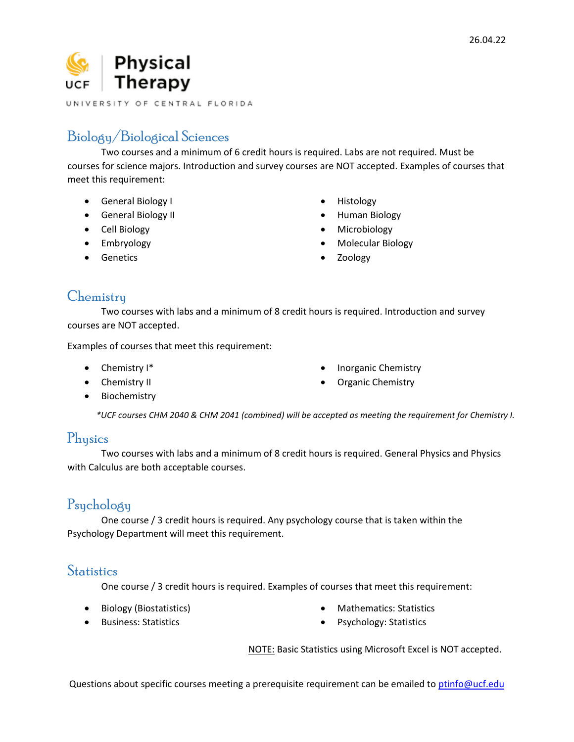26.04.22

UCF | Physical Therapy

UNIVERSITY OF CENTRAL FLORIDA

## Biology/Biological Sciences

Two courses and a minimum of 6 credit hours is required. Labs are not required. Must be courses for science majors. Introduction and survey courses are NOT accepted. Examples of courses that meet this requirement:

- General Biology I
- General Biology II
- Cell Biology
- Embryology
- Genetics
- Histology
- Human Biology
- Microbiology
- Molecular Biology
- Zoology

## Chemistry

Two courses with labs and a minimum of 8 credit hours is required. Introduction and survey courses are NOT accepted.

Examples of courses that meet this requirement:

- Chemistry I*
- Chemistry II
- Biochemistry
- Inorganic Chemistry
- Organic Chemistry

*\*UCF courses CHM 2040 & CHM 2041 (combined) will be accepted as meeting the requirement for Chemistry I.*

## Physics

Two courses with labs and a minimum of 8 credit hours is required. General Physics and Physics with Calculus are both acceptable courses.

## Psychology

One course / 3 credit hours is required. Any psychology course that is taken within the Psychology Department will meet this requirement.

## Statistics

One course / 3 credit hours is required. Examples of courses that meet this requirement:

- Biology (Biostatistics)
- Business: Statistics
- Mathematics: Statistics
- Psychology: Statistics

NOTE: Basic Statistics using Microsoft Excel is NOT accepted.

Questions about specific courses meeting a prerequisite requirement can be emailed to ptinfo@ucf.edu